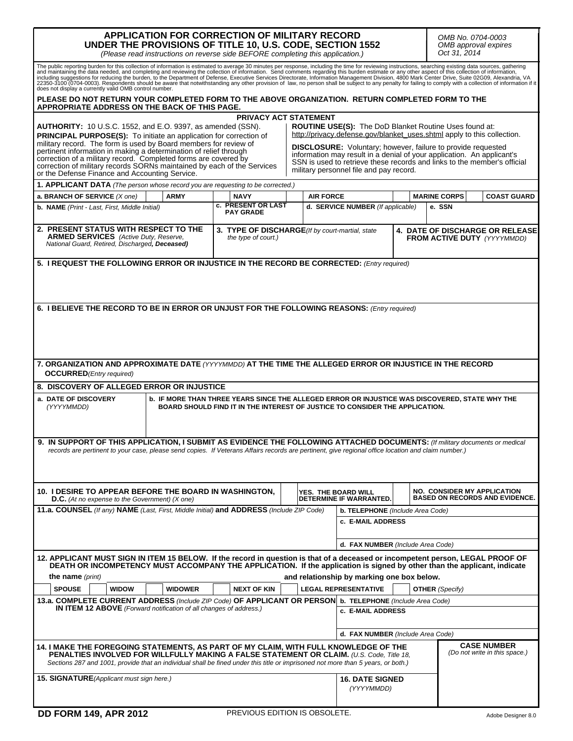# APPLICATION FOR CORRECTION OF MILITARY RECORD UNDER THE PROVISIONS OF TITLE 10, U.S. CODE, SECTION 1552

*(Please read instructions on reverse side BEFORE completing this application.)*

*OMB No. 0704-0003*
*OMB approval expires*
*Oct 31, 2014*

The public reporting burden for this collection of information is estimated to average 30 minutes per response, including the time for reviewing instructions, searching existing data sources, gathering and maintaining the data needed, and completing and reviewing the collection of information. Send comments regarding this burden estimate or any other aspect of this collection of information, including suggestions for reducing the burden, to the Department of Defense, Executive Services Directorate, Information Management Division, 4800 Mark Center Drive, Suite 02G09, Alexandria, VA 22350-3100 (0704-0003). Respondents should be aware that notwithstanding any other provision of law, no person shall be subject to any penalty for failing to comply with a collection of information if it does not display a currently valid OMB control number.

**PLEASE DO NOT RETURN YOUR COMPLETED FORM TO THE ABOVE ORGANIZATION. RETURN COMPLETED FORM TO THE APPROPRIATE ADDRESS ON THE BACK OF THIS PAGE.**

## PRIVACY ACT STATEMENT

**AUTHORITY:** 10 U.S.C. 1552, and E.O. 9397, as amended (SSN).

**PRINCIPAL PURPOSE(S):** To initiate an application for correction of military record. The form is used by Board members for review of pertinent information in making a determination of relief through correction of a military record. Completed forms are covered by correction of military records SORNs maintained by each of the Services or the Defense Finance and Accounting Service.

**ROUTINE USE(S):** The DoD Blanket Routine Uses found at: http://privacy.defense.gov/blanket_uses.shtml apply to this collection.

**DISCLOSURE:** Voluntary; however, failure to provide requested information may result in a denial of your application. An applicant's SSN is used to retrieve these records and links to the member's official military personnel file and pay record.

**1. APPLICANT DATA** *(The person whose record you are requesting to be corrected.)*

| a. BRANCH OF SERVICE *(X one)* | | ARMY | | NAVY | | AIR FORCE | | MARINE CORPS | | COAST GUARD |
|---|---|---|---|---|---|---|---|---|---|---|

| b. NAME *(Print - Last, First, Middle Initial)* | c. PRESENT OR LAST PAY GRADE | d. SERVICE NUMBER *(If applicable)* | e. SSN |
|---|---|---|---|
| | | | |

| 2. PRESENT STATUS WITH RESPECT TO THE ARMED SERVICES *(Active Duty, Reserve, National Guard, Retired, Discharged, **Deceased**)* | 3. TYPE OF DISCHARGE *(If by court-martial, state the type of court.)* | 4. DATE OF DISCHARGE OR RELEASE FROM ACTIVE DUTY *(YYYYMMDD)* |
|---|---|---|
| | | |

**5. I REQUEST THE FOLLOWING ERROR OR INJUSTICE IN THE RECORD BE CORRECTED:** *(Entry required)*

**6. I BELIEVE THE RECORD TO BE IN ERROR OR UNJUST FOR THE FOLLOWING REASONS:** *(Entry required)*

**7. ORGANIZATION AND APPROXIMATE DATE** *(YYYYMMDD)* **AT THE TIME THE ALLEGED ERROR OR INJUSTICE IN THE RECORD OCCURRED** *(Entry required)*

**8. DISCOVERY OF ALLEGED ERROR OR INJUSTICE**

| a. DATE OF DISCOVERY *(YYYYMMDD)* | b. IF MORE THAN THREE YEARS SINCE THE ALLEGED ERROR OR INJUSTICE WAS DISCOVERED, STATE WHY THE BOARD SHOULD FIND IT IN THE INTEREST OF JUSTICE TO CONSIDER THE APPLICATION. |
|---|---|
| | |

**9. IN SUPPORT OF THIS APPLICATION, I SUBMIT AS EVIDENCE THE FOLLOWING ATTACHED DOCUMENTS:** *(If military documents or medical records are pertinent to your case, please send copies. If Veterans Affairs records are pertinent, give regional office location and claim number.)*

| 10. I DESIRE TO APPEAR BEFORE THE BOARD IN WASHINGTON, D.C. *(At no expense to the Government) (X one)* | | YES. THE BOARD WILL DETERMINE IF WARRANTED. | | NO. CONSIDER MY APPLICATION BASED ON RECORDS AND EVIDENCE. |
|---|---|---|---|---|

| 11.a. COUNSEL *(If any)* NAME *(Last, First, Middle Initial)* and ADDRESS *(Include ZIP Code)* | b. TELEPHONE *(Include Area Code)* |
|---|---|
| | c. E-MAIL ADDRESS |
| | d. FAX NUMBER *(Include Area Code)* |

**12. APPLICANT MUST SIGN IN ITEM 15 BELOW. If the record in question is that of a deceased or incompetent person, LEGAL PROOF OF DEATH OR INCOMPETENCY MUST ACCOMPANY THE APPLICATION. If the application is signed by other than the applicant, indicate the name** *(print)* **and relationship by marking one box below.**

| SPOUSE | | WIDOW | | WIDOWER | | NEXT OF KIN | | LEGAL REPRESENTATIVE | | OTHER *(Specify)* |
|---|---|---|---|---|---|---|---|---|---|---|

| 13.a. COMPLETE CURRENT ADDRESS *(Include ZIP Code)* OF APPLICANT OR PERSON IN ITEM 12 ABOVE *(Forward notification of all changes of address.)* | b. TELEPHONE *(Include Area Code)* |
|---|---|
| | c. E-MAIL ADDRESS |
| | d. FAX NUMBER *(Include Area Code)* |

| 14. I MAKE THE FOREGOING STATEMENTS, AS PART OF MY CLAIM, WITH FULL KNOWLEDGE OF THE PENALTIES INVOLVED FOR WILLFULLY MAKING A FALSE STATEMENT OR CLAIM. *(U.S. Code, Title 18, Sections 287 and 1001, provide that an individual shall be fined under this title or imprisoned not more than 5 years, or both.)* | | CASE NUMBER *(Do not write in this space.)* |
|---|---|---|
| 15. SIGNATURE *(Applicant must sign here.)* | 16. DATE SIGNED *(YYYYMMDD)* | |

**DD FORM 149, APR 2012** PREVIOUS EDITION IS OBSOLETE. Adobe Designer 8.0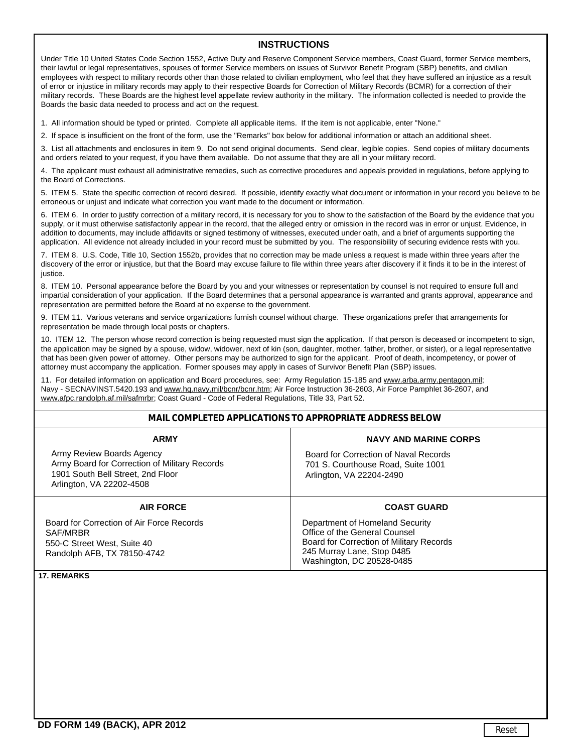## INSTRUCTIONS

Under Title 10 United States Code Section 1552, Active Duty and Reserve Component Service members, Coast Guard, former Service members, their lawful or legal representatives, spouses of former Service members on issues of Survivor Benefit Program (SBP) benefits, and civilian employees with respect to military records other than those related to civilian employment, who feel that they have suffered an injustice as a result of error or injustice in military records may apply to their respective Boards for Correction of Military Records (BCMR) for a correction of their military records. These Boards are the highest level appellate review authority in the military. The information collected is needed to provide the Boards the basic data needed to process and act on the request.

1. All information should be typed or printed. Complete all applicable items. If the item is not applicable, enter "None."

2. If space is insufficient on the front of the form, use the "Remarks" box below for additional information or attach an additional sheet.

3. List all attachments and enclosures in item 9. Do not send original documents. Send clear, legible copies. Send copies of military documents and orders related to your request, if you have them available. Do not assume that they are all in your military record.

4. The applicant must exhaust all administrative remedies, such as corrective procedures and appeals provided in regulations, before applying to the Board of Corrections.

5. ITEM 5. State the specific correction of record desired. If possible, identify exactly what document or information in your record you believe to be erroneous or unjust and indicate what correction you want made to the document or information.

6. ITEM 6. In order to justify correction of a military record, it is necessary for you to show to the satisfaction of the Board by the evidence that you supply, or it must otherwise satisfactorily appear in the record, that the alleged entry or omission in the record was in error or unjust. Evidence, in addition to documents, may include affidavits or signed testimony of witnesses, executed under oath, and a brief of arguments supporting the application. All evidence not already included in your record must be submitted by you. The responsibility of securing evidence rests with you.

7. ITEM 8. U.S. Code, Title 10, Section 1552b, provides that no correction may be made unless a request is made within three years after the discovery of the error or injustice, but that the Board may excuse failure to file within three years after discovery if it finds it to be in the interest of justice.

8. ITEM 10. Personal appearance before the Board by you and your witnesses or representation by counsel is not required to ensure full and impartial consideration of your application. If the Board determines that a personal appearance is warranted and grants approval, appearance and representation are permitted before the Board at no expense to the government.

9. ITEM 11. Various veterans and service organizations furnish counsel without charge. These organizations prefer that arrangements for representation be made through local posts or chapters.

10. ITEM 12. The person whose record correction is being requested must sign the application. If that person is deceased or incompetent to sign, the application may be signed by a spouse, widow, widower, next of kin (son, daughter, mother, father, brother, or sister), or a legal representative that has been given power of attorney. Other persons may be authorized to sign for the applicant. Proof of death, incompetency, or power of attorney must accompany the application. Former spouses may apply in cases of Survivor Benefit Plan (SBP) issues.

11. For detailed information on application and Board procedures, see: Army Regulation 15-185 and www.arba.army.pentagon.mil; Navy - SECNAVINST.5420.193 and www.hq.navy.mil/bcnr/bcnr.htm; Air Force Instruction 36-2603, Air Force Pamphlet 36-2607, and www.afpc.randolph.af.mil/safmrbr; Coast Guard - Code of Federal Regulations, Title 33, Part 52.

## MAIL COMPLETED APPLICATIONS TO APPROPRIATE ADDRESS BELOW

**ARMY**

Army Review Boards Agency
Army Board for Correction of Military Records
1901 South Bell Street, 2nd Floor
Arlington, VA 22202-4508

**NAVY AND MARINE CORPS**

Board for Correction of Naval Records
701 S. Courthouse Road, Suite 1001
Arlington, VA 22204-2490

**AIR FORCE**

Board for Correction of Air Force Records
SAF/MRBR
550-C Street West, Suite 40
Randolph AFB, TX 78150-4742

**COAST GUARD**

Department of Homeland Security
Office of the General Counsel
Board for Correction of Military Records
245 Murray Lane, Stop 0485
Washington, DC 20528-0485

**17. REMARKS**

DD FORM 149 (BACK), APR 2012

Reset